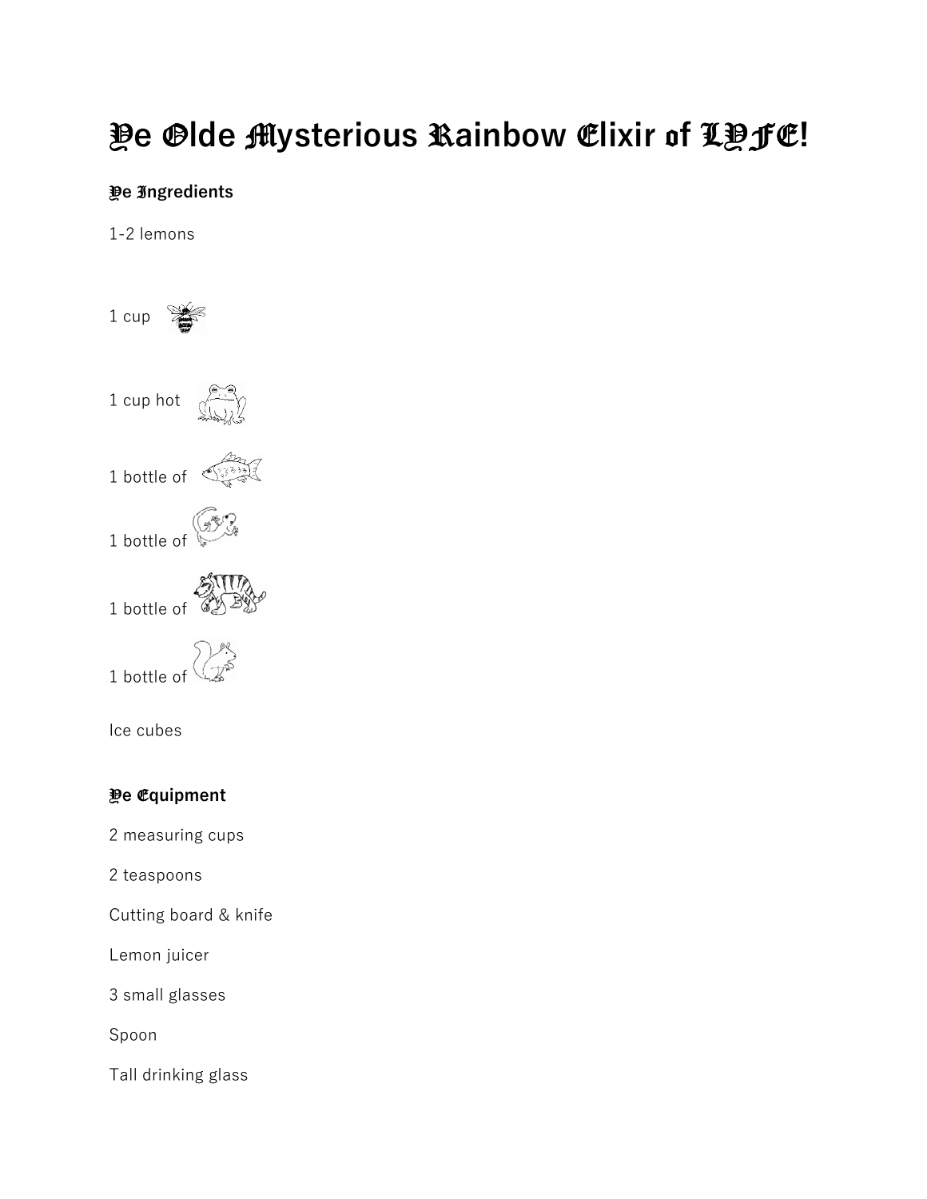# Ye Olde Mysterious Rainbow Elixir of LYFE!

### Ye Ingredients

1-2 lemons

1 cup

1 cup hot

1 bottle of

1 bottle of

1 bottle of

1 bottle of

Ice cubes

### Ye Equipment

2 measuring cups

2 teaspoons

Cutting board & knife

Lemon juicer

3 small glasses

Spoon

Tall drinking glass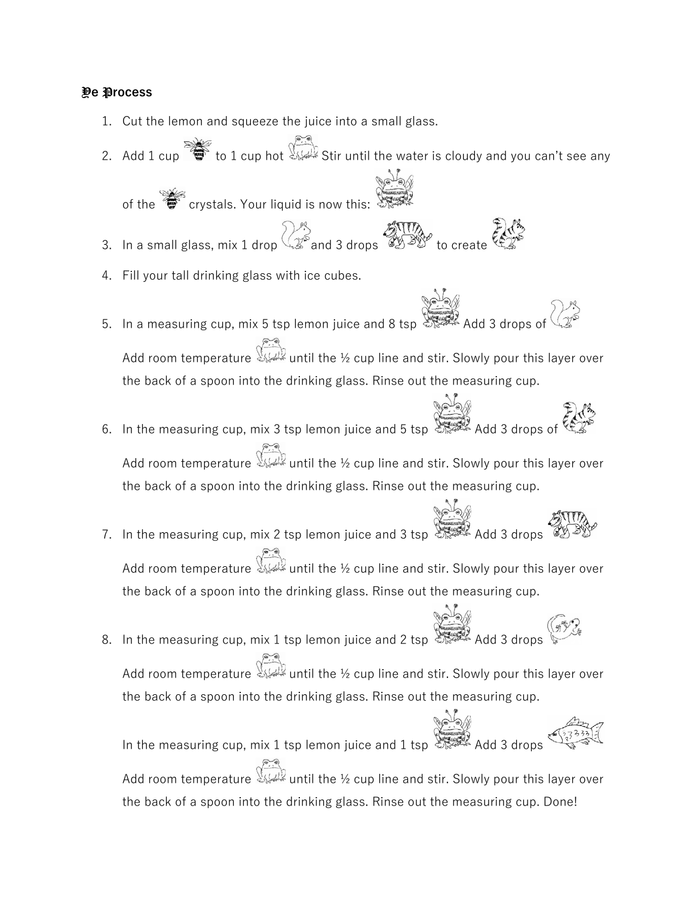## Ye Process

1. Cut the lemon and squeeze the juice into a small glass.
2. Add 1 cup to 1 cup hot Stir until the water is cloudy and you can't see any of the crystals. Your liquid is now this:
3. In a small glass, mix 1 drop and 3 drops to create
4. Fill your tall drinking glass with ice cubes.
5. In a measuring cup, mix 5 tsp lemon juice and 8 tsp Add 3 drops of Add room temperature until the ½ cup line and stir. Slowly pour this layer over the back of a spoon into the drinking glass. Rinse out the measuring cup.
6. In the measuring cup, mix 3 tsp lemon juice and 5 tsp Add 3 drops of Add room temperature until the ½ cup line and stir. Slowly pour this layer over the back of a spoon into the drinking glass. Rinse out the measuring cup.
7. In the measuring cup, mix 2 tsp lemon juice and 3 tsp Add 3 drops Add room temperature until the ½ cup line and stir. Slowly pour this layer over the back of a spoon into the drinking glass. Rinse out the measuring cup.
8. In the measuring cup, mix 1 tsp lemon juice and 2 tsp Add 3 drops Add room temperature until the ½ cup line and stir. Slowly pour this layer over the back of a spoon into the drinking glass. Rinse out the measuring cup.

   In the measuring cup, mix 1 tsp lemon juice and 1 tsp Add 3 drops Add room temperature until the ½ cup line and stir. Slowly pour this layer over the back of a spoon into the drinking glass. Rinse out the measuring cup. Done!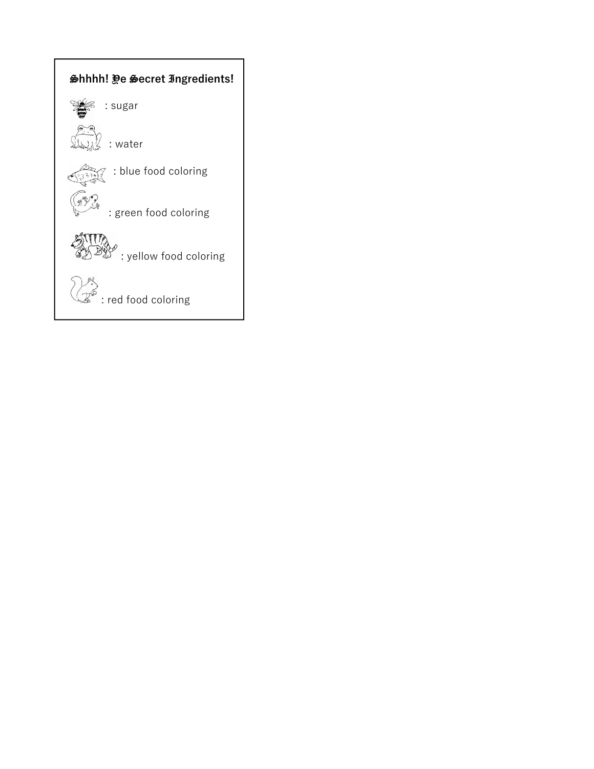**Shhhh! Ye Secret Ingredients!**

: sugar

: water

: blue food coloring

: green food coloring

: yellow food coloring

: red food coloring